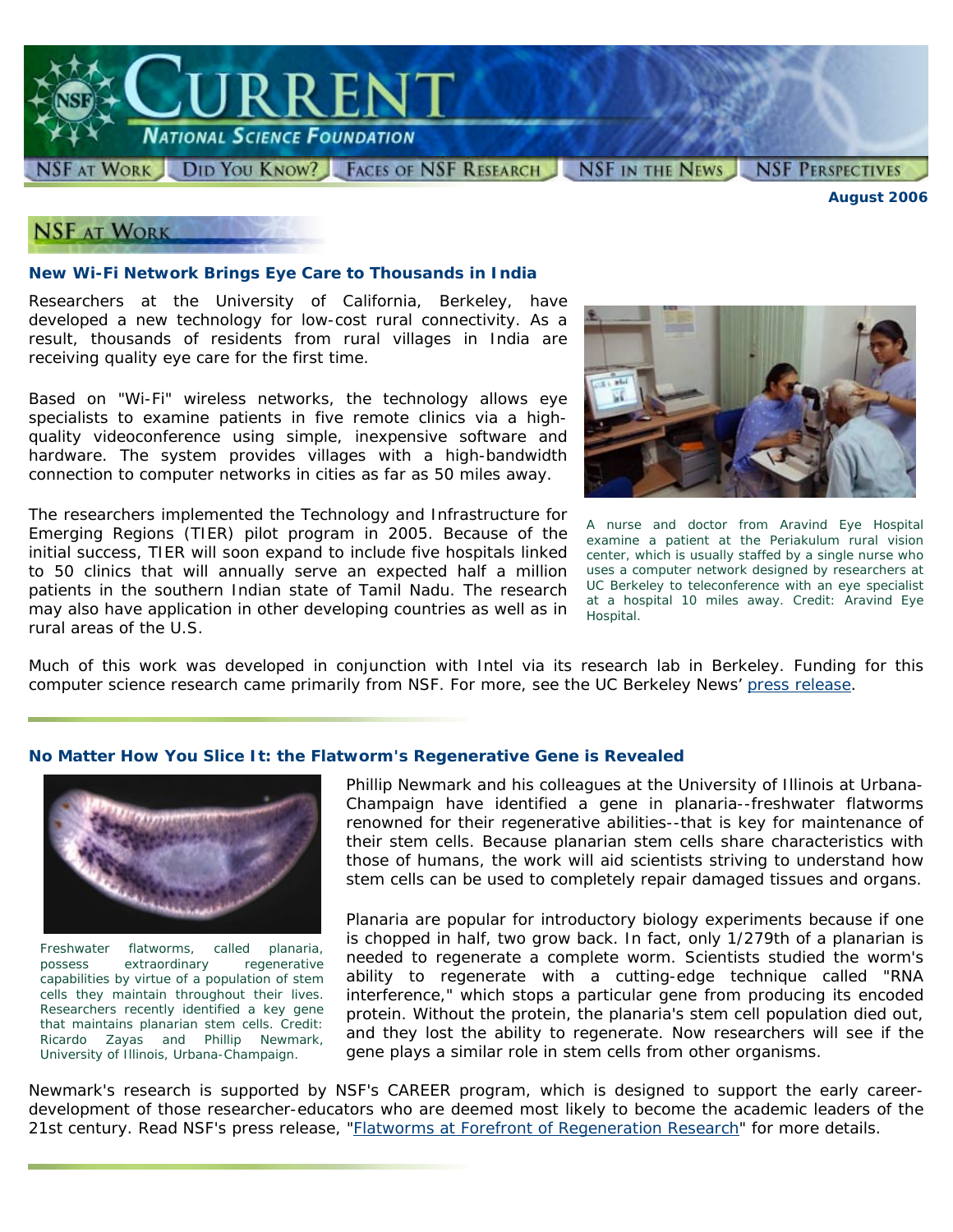# CURRENT

NATIONAL SCIENCE FOUNDATION

NSF AT WORK | DID YOU KNOW? | FACES OF NSF RESEARCH | NSF IN THE NEWS | NSF PERSPECTIVES

**August 2006**

## NSF AT WORK

### New Wi-Fi Network Brings Eye Care to Thousands in India

Researchers at the University of California, Berkeley, have developed a new technology for low-cost rural connectivity. As a result, thousands of residents from rural villages in India are receiving quality eye care for the first time.

Based on "Wi-Fi" wireless networks, the technology allows eye specialists to examine patients in five remote clinics via a high-quality videoconference using simple, inexpensive software and hardware. The system provides villages with a high-bandwidth connection to computer networks in cities as far as 50 miles away.

The researchers implemented the Technology and Infrastructure for Emerging Regions (TIER) pilot program in 2005. Because of the initial success, TIER will soon expand to include five hospitals linked to 50 clinics that will annually serve an expected half a million patients in the southern Indian state of Tamil Nadu. The research may also have application in other developing countries as well as in rural areas of the U.S.

A nurse and doctor from Aravind Eye Hospital examine a patient at the Periakulum rural vision center, which is usually staffed by a single nurse who uses a computer network designed by researchers at UC Berkeley to teleconference with an eye specialist at a hospital 10 miles away. Credit: Aravind Eye Hospital.

Much of this work was developed in conjunction with Intel via its research lab in Berkeley. Funding for this computer science research came primarily from NSF. For more, see the UC Berkeley News' press release.

### No Matter How You Slice It: the Flatworm's Regenerative Gene is Revealed

Freshwater flatworms, called planaria, possess extraordinary regenerative capabilities by virtue of a population of stem cells they maintain throughout their lives. Researchers recently identified a key gene that maintains planarian stem cells. Credit: Ricardo Zayas and Phillip Newmark, University of Illinois, Urbana-Champaign.

Phillip Newmark and his colleagues at the University of Illinois at Urbana-Champaign have identified a gene in planaria--freshwater flatworms renowned for their regenerative abilities--that is key for maintenance of their stem cells. Because planarian stem cells share characteristics with those of humans, the work will aid scientists striving to understand how stem cells can be used to completely repair damaged tissues and organs.

Planaria are popular for introductory biology experiments because if one is chopped in half, two grow back. In fact, only 1/279th of a planarian is needed to regenerate a complete worm. Scientists studied the worm's ability to regenerate with a cutting-edge technique called "RNA interference," which stops a particular gene from producing its encoded protein. Without the protein, the planaria's stem cell population died out, and they lost the ability to regenerate. Now researchers will see if the gene plays a similar role in stem cells from other organisms.

Newmark's research is supported by NSF's CAREER program, which is designed to support the early career-development of those researcher-educators who are deemed most likely to become the academic leaders of the 21st century. Read NSF's press release, "Flatworms at Forefront of Regeneration Research" for more details.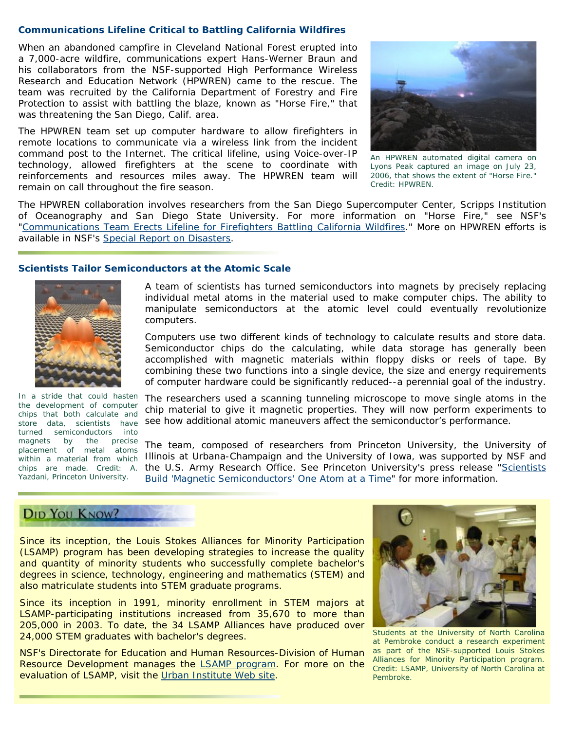### Communications Lifeline Critical to Battling California Wildfires

When an abandoned campfire in Cleveland National Forest erupted into a 7,000-acre wildfire, communications expert Hans-Werner Braun and his collaborators from the NSF-supported High Performance Wireless Research and Education Network (HPWREN) came to the rescue. The team was recruited by the California Department of Forestry and Fire Protection to assist with battling the blaze, known as "Horse Fire," that was threatening the San Diego, Calif. area.

The HPWREN team set up computer hardware to allow firefighters in remote locations to communicate via a wireless link from the incident command post to the Internet. The critical lifeline, using Voice-over-IP technology, allowed firefighters at the scene to coordinate with reinforcements and resources miles away. The HPWREN team will remain on call throughout the fire season.

An HPWREN automated digital camera on Lyons Peak captured an image on July 23, 2006, that shows the extent of "Horse Fire." Credit: HPWREN.

The HPWREN collaboration involves researchers from the San Diego Supercomputer Center, Scripps Institution of Oceanography and San Diego State University. For more information on "Horse Fire," see NSF's "Communications Team Erects Lifeline for Firefighters Battling California Wildfires." More on HPWREN efforts is available in NSF's Special Report on Disasters.

### Scientists Tailor Semiconductors at the Atomic Scale

A team of scientists has turned semiconductors into magnets by precisely replacing individual metal atoms in the material used to make computer chips. The ability to manipulate semiconductors at the atomic level could eventually revolutionize computers.

Computers use two different kinds of technology to calculate results and store data. Semiconductor chips do the calculating, while data storage has generally been accomplished with magnetic materials within floppy disks or reels of tape. By combining these two functions into a single device, the size and energy requirements of computer hardware could be significantly reduced--a perennial goal of the industry.

The researchers used a scanning tunneling microscope to move single atoms in the chip material to give it magnetic properties. They will now perform experiments to see how additional atomic maneuvers affect the semiconductor's performance.

The team, composed of researchers from Princeton University, the University of Illinois at Urbana-Champaign and the University of Iowa, was supported by NSF and the U.S. Army Research Office. See Princeton University's press release "Scientists Build 'Magnetic Semiconductors' One Atom at a Time" for more information.

In a stride that could hasten the development of computer chips that both calculate and store data, scientists have turned semiconductors into magnets by the precise placement of metal atoms within a material from which chips are made. Credit: A. Yazdani, Princeton University.

### Did You Know?

Since its inception, the Louis Stokes Alliances for Minority Participation (LSAMP) program has been developing strategies to increase the quality and quantity of minority students who successfully complete bachelor's degrees in science, technology, engineering and mathematics (STEM) and also matriculate students into STEM graduate programs.

Since its inception in 1991, minority enrollment in STEM majors at LSAMP-participating institutions increased from 35,670 to more than 205,000 in 2003. To date, the 34 LSAMP Alliances have produced over 24,000 STEM graduates with bachelor's degrees.

NSF's Directorate for Education and Human Resources-Division of Human Resource Development manages the LSAMP program. For more on the evaluation of LSAMP, visit the Urban Institute Web site.

Students at the University of North Carolina at Pembroke conduct a research experiment as part of the NSF-supported Louis Stokes Alliances for Minority Participation program. Credit: LSAMP, University of North Carolina at Pembroke.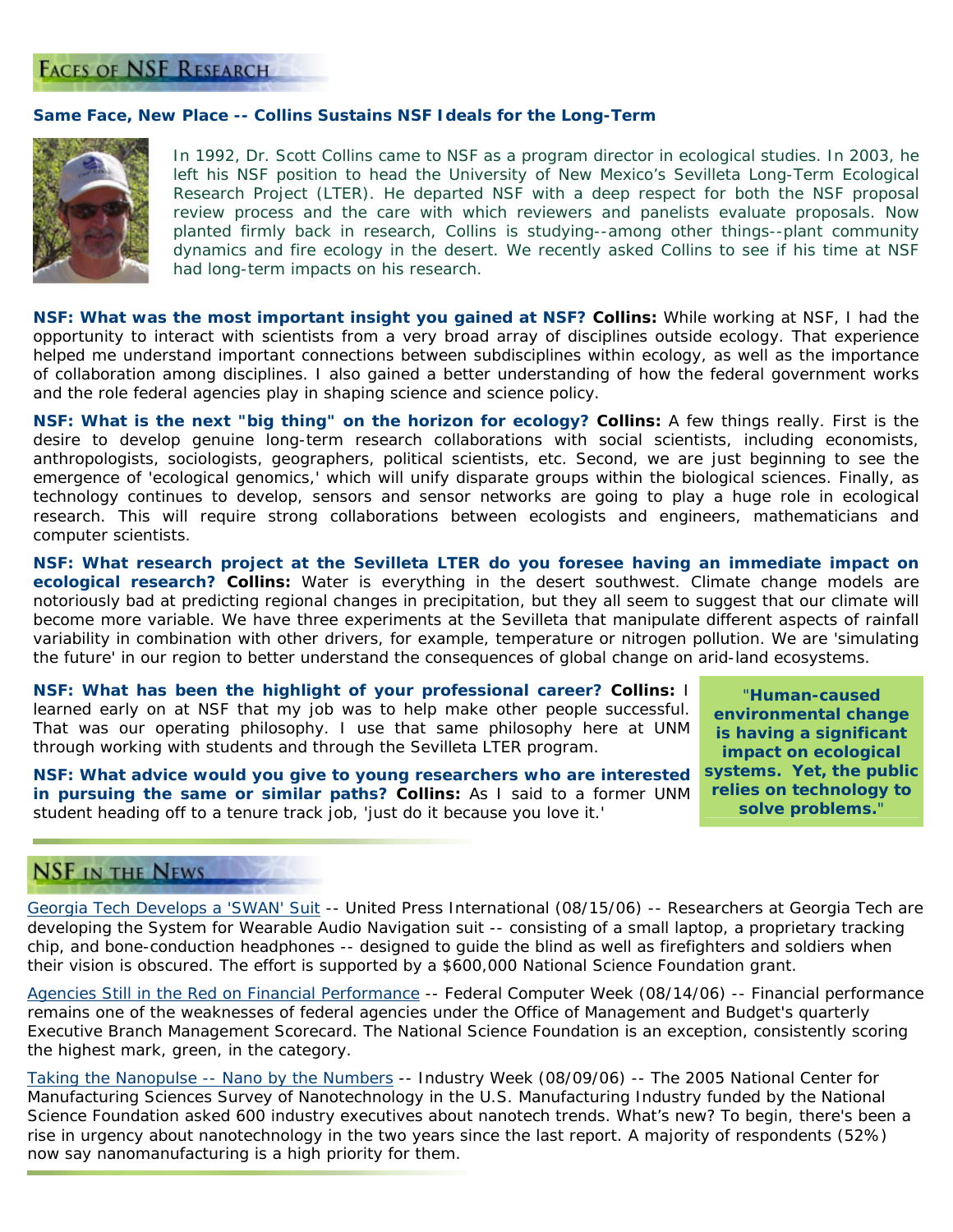## Faces of NSF Research

### Same Face, New Place -- Collins Sustains NSF Ideals for the Long-Term

In 1992, Dr. Scott Collins came to NSF as a program director in ecological studies. In 2003, he left his NSF position to head the University of New Mexico's Sevilleta Long-Term Ecological Research Project (LTER). He departed NSF with a deep respect for both the NSF proposal review process and the care with which reviewers and panelists evaluate proposals. Now planted firmly back in research, Collins is studying--among other things--plant community dynamics and fire ecology in the desert. We recently asked Collins to see if his time at NSF had long-term impacts on his research.

**NSF: What was the most important insight you gained at NSF? Collins:** While working at NSF, I had the opportunity to interact with scientists from a very broad array of disciplines outside ecology. That experience helped me understand important connections between subdisciplines within ecology, as well as the importance of collaboration among disciplines. I also gained a better understanding of how the federal government works and the role federal agencies play in shaping science and science policy.

**NSF: What is the next "big thing" on the horizon for ecology? Collins:** A few things really. First is the desire to develop genuine long-term research collaborations with social scientists, including economists, anthropologists, sociologists, geographers, political scientists, etc. Second, we are just beginning to see the emergence of 'ecological genomics,' which will unify disparate groups within the biological sciences. Finally, as technology continues to develop, sensors and sensor networks are going to play a huge role in ecological research. This will require strong collaborations between ecologists and engineers, mathematicians and computer scientists.

**NSF: What research project at the Sevilleta LTER do you foresee having an immediate impact on ecological research? Collins:** Water is everything in the desert southwest. Climate change models are notoriously bad at predicting regional changes in precipitation, but they all seem to suggest that our climate will become more variable. We have three experiments at the Sevilleta that manipulate different aspects of rainfall variability in combination with other drivers, for example, temperature or nitrogen pollution. We are 'simulating the future' in our region to better understand the consequences of global change on arid-land ecosystems.

**NSF: What has been the highlight of your professional career? Collins:** I learned early on at NSF that my job was to help make other people successful. That was our operating philosophy. I use that same philosophy here at UNM through working with students and through the Sevilleta LTER program.

**NSF: What advice would you give to young researchers who are interested in pursuing the same or similar paths? Collins:** As I said to a former UNM student heading off to a tenure track job, 'just do it because you love it.'

> **"Human-caused environmental change is having a significant impact on ecological systems. Yet, the public relies on technology to solve problems."**

## NSF in the News

Georgia Tech Develops a 'SWAN' Suit -- United Press International (08/15/06) -- Researchers at Georgia Tech are developing the System for Wearable Audio Navigation suit -- consisting of a small laptop, a proprietary tracking chip, and bone-conduction headphones -- designed to guide the blind as well as firefighters and soldiers when their vision is obscured. The effort is supported by a $600,000 National Science Foundation grant.

Agencies Still in the Red on Financial Performance -- Federal Computer Week (08/14/06) -- Financial performance remains one of the weaknesses of federal agencies under the Office of Management and Budget's quarterly Executive Branch Management Scorecard. The National Science Foundation is an exception, consistently scoring the highest mark, green, in the category.

Taking the Nanopulse -- Nano by the Numbers -- Industry Week (08/09/06) -- The 2005 National Center for Manufacturing Sciences Survey of Nanotechnology in the U.S. Manufacturing Industry funded by the National Science Foundation asked 600 industry executives about nanotech trends. What's new? To begin, there's been a rise in urgency about nanotechnology in the two years since the last report. A majority of respondents (52%) now say nanomanufacturing is a high priority for them.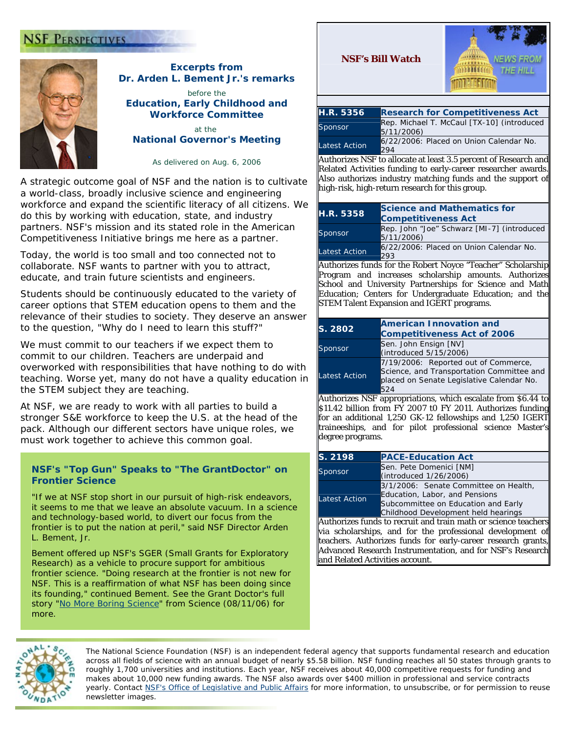# NSF Perspectives

**Excerpts from Dr. Arden L. Bement Jr.'s remarks**

before the

**Education, Early Childhood and Workforce Committee**

at the

**National Governor's Meeting**

As delivered on Aug. 6, 2006

A strategic outcome goal of NSF and the nation is to cultivate a world-class, broadly inclusive science and engineering workforce and expand the scientific literacy of all citizens. We do this by working with education, state, and industry partners. NSF's mission and its stated role in the American Competitiveness Initiative brings me here as a partner.

Today, the world is too small and too connected not to collaborate. NSF wants to partner with you to attract, educate, and train future scientists and engineers.

Students should be continuously educated to the variety of career options that STEM education opens to them and the relevance of their studies to society. They deserve an answer to the question, "Why do I need to learn this stuff?"

We must commit to our teachers if we expect them to commit to our children. Teachers are underpaid and overworked with responsibilities that have nothing to do with teaching. Worse yet, many do not have a quality education in the STEM subject they are teaching.

At NSF, we are ready to work with all parties to build a stronger S&E workforce to keep the U.S. at the head of the pack. Although our different sectors have unique roles, we must work together to achieve this common goal.

### NSF's "Top Gun" Speaks to "The GrantDoctor" on Frontier Science

"If we at NSF stop short in our pursuit of high-risk endeavors, it seems to me that we leave an absolute vacuum. In a science and technology-based world, to divert our focus from the frontier is to put the nation at peril," said NSF Director Arden L. Bement, Jr.

Bement offered up NSF's SGER (Small Grants for Exploratory Research) as a vehicle to procure support for ambitious frontier science. "Doing research at the frontier is not new for NSF. This is a reaffirmation of what NSF has been doing since its founding," continued Bement. See the Grant Doctor's full story "No More Boring Science" from Science (08/11/06) for more.

## NSF's Bill Watch

NEWS FROM THE HILL

| H.R. 5356 | Research for Competitiveness Act |
|---|---|
| Sponsor | Rep. Michael T. McCaul [TX-10] (introduced 5/11/2006) |
| Latest Action | 6/22/2006: Placed on Union Calendar No. 294 |

Authorizes NSF to allocate at least 3.5 percent of Research and Related Activities funding to early-career researcher awards. Also authorizes industry matching funds and the support of high-risk, high-return research for this group.

| H.R. 5358 | Science and Mathematics for Competitiveness Act |
|---|---|
| Sponsor | Rep. John "Joe" Schwarz [MI-7] (introduced 5/11/2006) |
| Latest Action | 6/22/2006: Placed on Union Calendar No. 293 |

Authorizes funds for the Robert Noyce "Teacher" Scholarship Program and increases scholarship amounts. Authorizes School and University Partnerships for Science and Math Education; Centers for Undergraduate Education; and the STEM Talent Expansion and IGERT programs.

| S. 2802 | American Innovation and Competitiveness Act of 2006 |
|---|---|
| Sponsor | Sen. John Ensign [NV] (introduced 5/15/2006) |
| Latest Action | 7/19/2006: Reported out of Commerce, Science, and Transportation Committee and placed on Senate Legislative Calendar No. 524 |

Authorizes NSF appropriations, which escalate from $6.44 to $11.42 billion from FY 2007 t0 FY 2011. Authorizes funding for an additional 1,250 GK-12 fellowships and 1,250 IGERT traineeships, and for pilot professional science Master's degree programs.

| S. 2198 | PACE-Education Act |
|---|---|
| Sponsor | Sen. Pete Domenici [NM] (introduced 1/26/2006) |
| Latest Action | 3/1/2006: Senate Committee on Health, Education, Labor, and Pensions Subcommittee on Education and Early Childhood Development held hearings |

Authorizes funds to recruit and train math or science teachers via scholarships, and for the professional development of teachers. Authorizes funds for early-career research grants, Advanced Research Instrumentation, and for NSF's Research and Related Activities account.

The National Science Foundation (NSF) is an independent federal agency that supports fundamental research and education across all fields of science with an annual budget of nearly $5.58 billion. NSF funding reaches all 50 states through grants to roughly 1,700 universities and institutions. Each year, NSF receives about 40,000 competitive requests for funding and makes about 10,000 new funding awards. The NSF also awards over $400 million in professional and service contracts yearly. Contact NSF's Office of Legislative and Public Affairs for more information, to unsubscribe, or for permission to reuse newsletter images.